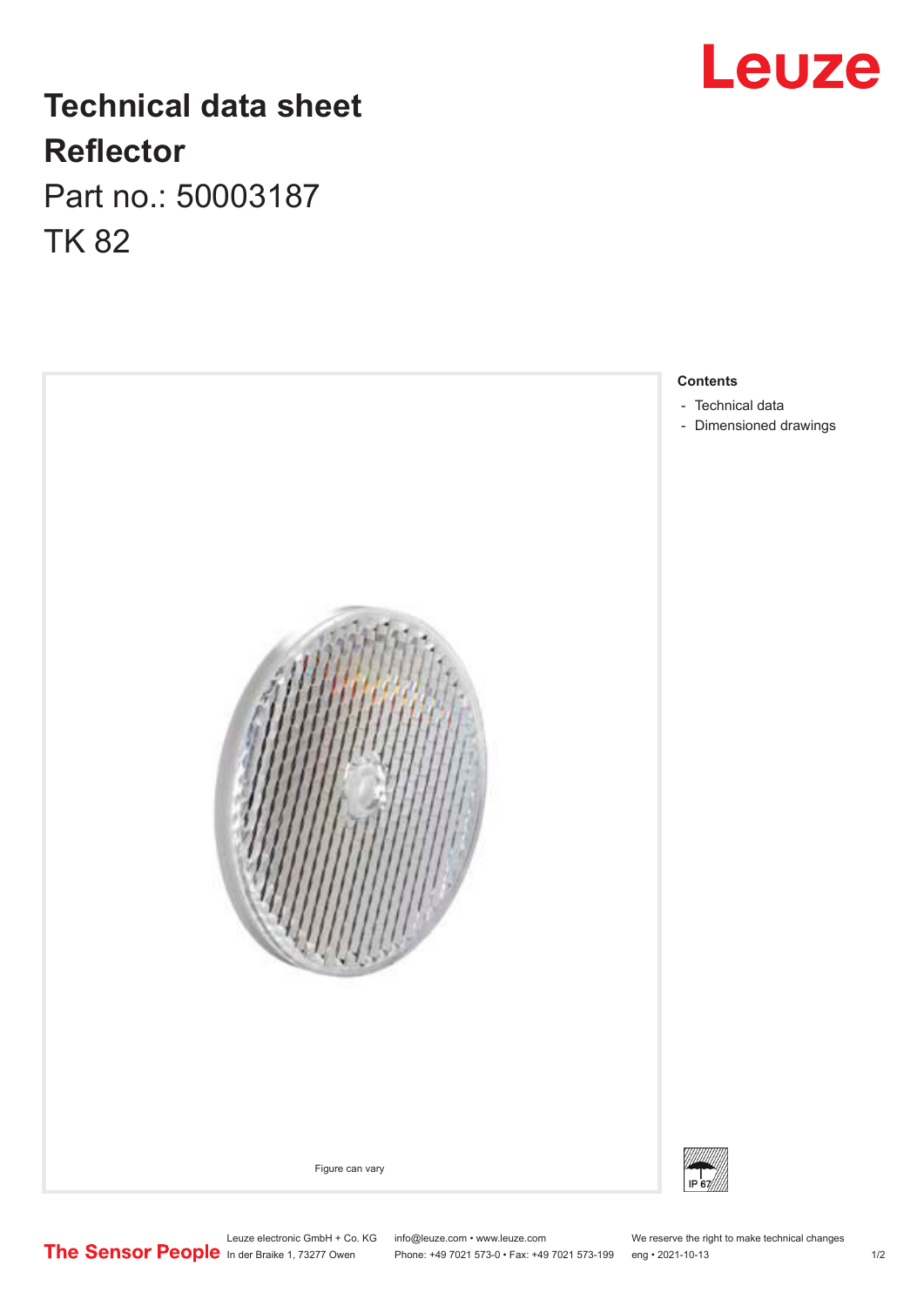# Technical data sheet
# Reflector

Part no.: 50003187

TK 82

Figure can vary

**Contents**

- Technical data
- Dimensioned drawings

IP 67

Leuze electronic GmbH + Co. KG
In der Braike 1, 73277 Owen

info@leuze.com • www.leuze.com
Phone: +49 7021 573-0 • Fax: +49 7021 573-199

We reserve the right to make technical changes
eng • 2021-10-13

The Sensor People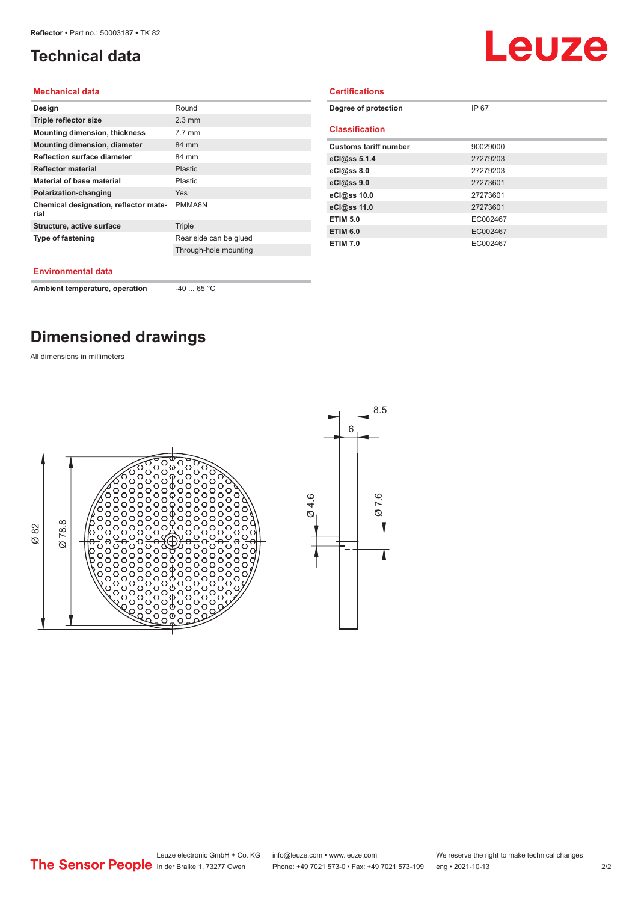# Technical data

#### Mechanical data

| | |
|---|---|
| **Design** | Round |
| **Triple reflector size** | 2.3 mm |
| **Mounting dimension, thickness** | 7.7 mm |
| **Mounting dimension, diameter** | 84 mm |
| **Reflection surface diameter** | 84 mm |
| **Reflector material** | Plastic |
| **Material of base material** | Plastic |
| **Polarization-changing** | Yes |
| **Chemical designation, reflector material** | PMMA8N |
| **Structure, active surface** | Triple |
| **Type of fastening** | Rear side can be glued |
| | Through-hole mounting |

#### Environmental data

| | |
|---|---|
| **Ambient temperature, operation** | -40 ... 65 °C |

#### Certifications

| | |
|---|---|
| **Degree of protection** | IP 67 |

#### Classification

| | |
|---|---|
| **Customs tariff number** | 90029000 |
| **eCl@ss 5.1.4** | 27279203 |
| **eCl@ss 8.0** | 27279203 |
| **eCl@ss 9.0** | 27273601 |
| **eCl@ss 10.0** | 27273601 |
| **eCl@ss 11.0** | 27273601 |
| **ETIM 5.0** | EC002467 |
| **ETIM 6.0** | EC002467 |
| **ETIM 7.0** | EC002467 |

# Dimensioned drawings

All dimensions in millimeters

Ø 82
Ø 78.8
8.5
6
Ø 4.6
Ø 7.6